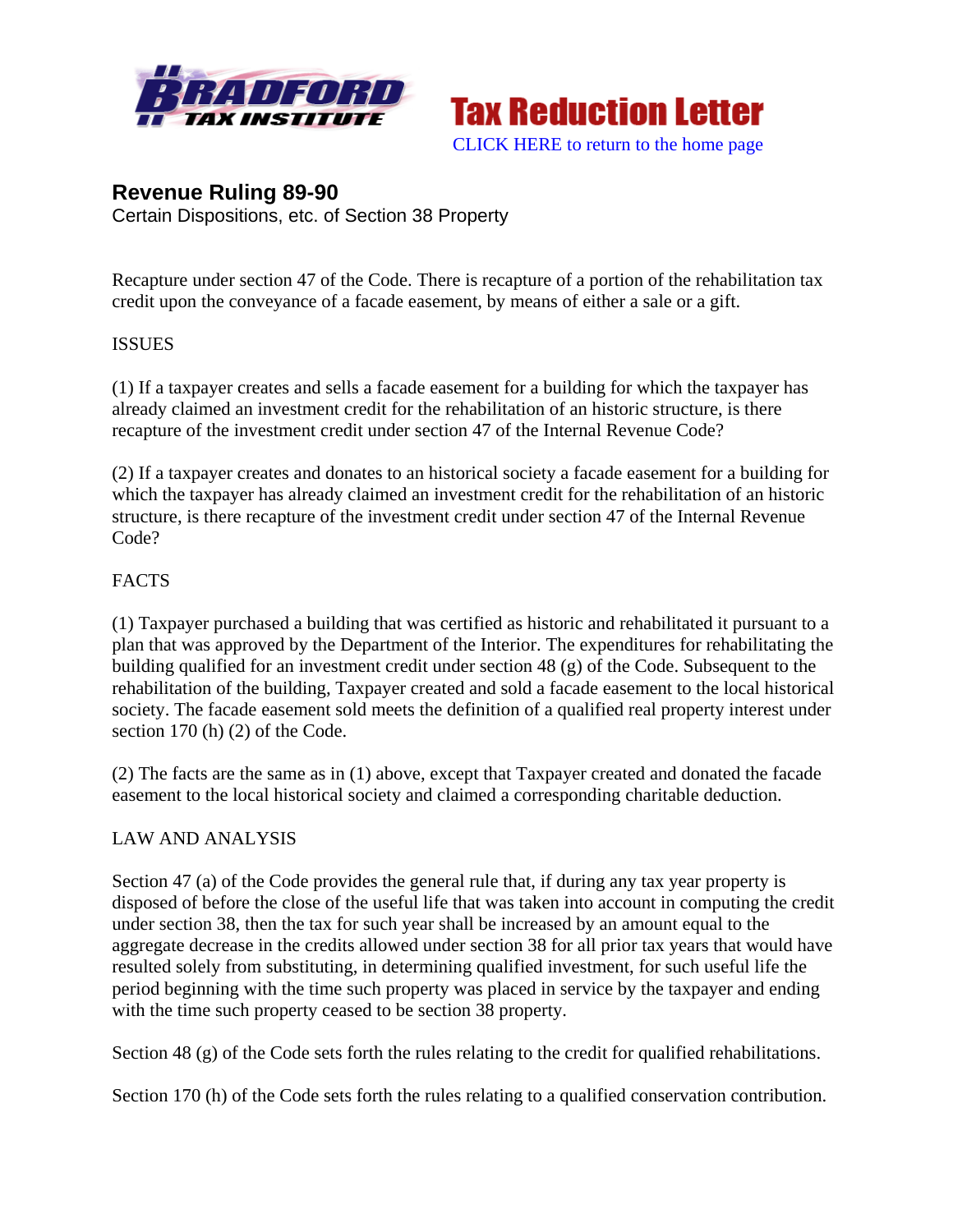Tax Reduction Letter

CLICK HERE to return to the home page

## Revenue Ruling 89-90

Certain Dispositions, etc. of Section 38 Property

Recapture under section 47 of the Code. There is recapture of a portion of the rehabilitation tax credit upon the conveyance of a facade easement, by means of either a sale or a gift.

ISSUES

(1) If a taxpayer creates and sells a facade easement for a building for which the taxpayer has already claimed an investment credit for the rehabilitation of an historic structure, is there recapture of the investment credit under section 47 of the Internal Revenue Code?

(2) If a taxpayer creates and donates to an historical society a facade easement for a building for which the taxpayer has already claimed an investment credit for the rehabilitation of an historic structure, is there recapture of the investment credit under section 47 of the Internal Revenue Code?

FACTS

(1) Taxpayer purchased a building that was certified as historic and rehabilitated it pursuant to a plan that was approved by the Department of the Interior. The expenditures for rehabilitating the building qualified for an investment credit under section 48 (g) of the Code. Subsequent to the rehabilitation of the building, Taxpayer created and sold a facade easement to the local historical society. The facade easement sold meets the definition of a qualified real property interest under section 170 (h) (2) of the Code.

(2) The facts are the same as in (1) above, except that Taxpayer created and donated the facade easement to the local historical society and claimed a corresponding charitable deduction.

LAW AND ANALYSIS

Section 47 (a) of the Code provides the general rule that, if during any tax year property is disposed of before the close of the useful life that was taken into account in computing the credit under section 38, then the tax for such year shall be increased by an amount equal to the aggregate decrease in the credits allowed under section 38 for all prior tax years that would have resulted solely from substituting, in determining qualified investment, for such useful life the period beginning with the time such property was placed in service by the taxpayer and ending with the time such property ceased to be section 38 property.

Section 48 (g) of the Code sets forth the rules relating to the credit for qualified rehabilitations.

Section 170 (h) of the Code sets forth the rules relating to a qualified conservation contribution.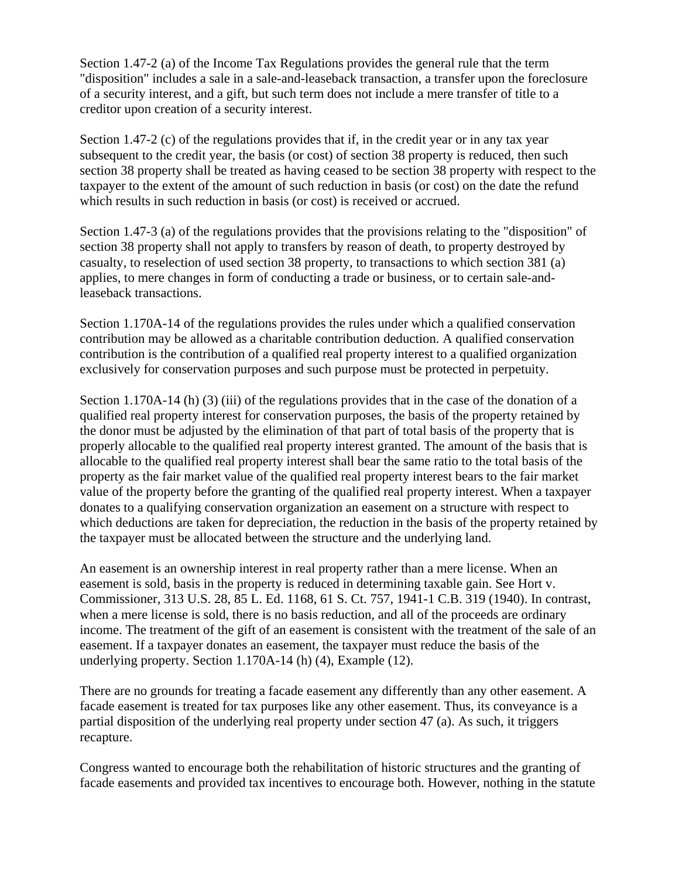Section 1.47-2 (a) of the Income Tax Regulations provides the general rule that the term "disposition" includes a sale in a sale-and-leaseback transaction, a transfer upon the foreclosure of a security interest, and a gift, but such term does not include a mere transfer of title to a creditor upon creation of a security interest.

Section 1.47-2 (c) of the regulations provides that if, in the credit year or in any tax year subsequent to the credit year, the basis (or cost) of section 38 property is reduced, then such section 38 property shall be treated as having ceased to be section 38 property with respect to the taxpayer to the extent of the amount of such reduction in basis (or cost) on the date the refund which results in such reduction in basis (or cost) is received or accrued.

Section 1.47-3 (a) of the regulations provides that the provisions relating to the "disposition" of section 38 property shall not apply to transfers by reason of death, to property destroyed by casualty, to reselection of used section 38 property, to transactions to which section 381 (a) applies, to mere changes in form of conducting a trade or business, or to certain sale-and-leaseback transactions.

Section 1.170A-14 of the regulations provides the rules under which a qualified conservation contribution may be allowed as a charitable contribution deduction. A qualified conservation contribution is the contribution of a qualified real property interest to a qualified organization exclusively for conservation purposes and such purpose must be protected in perpetuity.

Section 1.170A-14 (h) (3) (iii) of the regulations provides that in the case of the donation of a qualified real property interest for conservation purposes, the basis of the property retained by the donor must be adjusted by the elimination of that part of total basis of the property that is properly allocable to the qualified real property interest granted. The amount of the basis that is allocable to the qualified real property interest shall bear the same ratio to the total basis of the property as the fair market value of the qualified real property interest bears to the fair market value of the property before the granting of the qualified real property interest. When a taxpayer donates to a qualifying conservation organization an easement on a structure with respect to which deductions are taken for depreciation, the reduction in the basis of the property retained by the taxpayer must be allocated between the structure and the underlying land.

An easement is an ownership interest in real property rather than a mere license. When an easement is sold, basis in the property is reduced in determining taxable gain. See Hort v. Commissioner, 313 U.S. 28, 85 L. Ed. 1168, 61 S. Ct. 757, 1941-1 C.B. 319 (1940). In contrast, when a mere license is sold, there is no basis reduction, and all of the proceeds are ordinary income. The treatment of the gift of an easement is consistent with the treatment of the sale of an easement. If a taxpayer donates an easement, the taxpayer must reduce the basis of the underlying property. Section 1.170A-14 (h) (4), Example (12).

There are no grounds for treating a facade easement any differently than any other easement. A facade easement is treated for tax purposes like any other easement. Thus, its conveyance is a partial disposition of the underlying real property under section 47 (a). As such, it triggers recapture.

Congress wanted to encourage both the rehabilitation of historic structures and the granting of facade easements and provided tax incentives to encourage both. However, nothing in the statute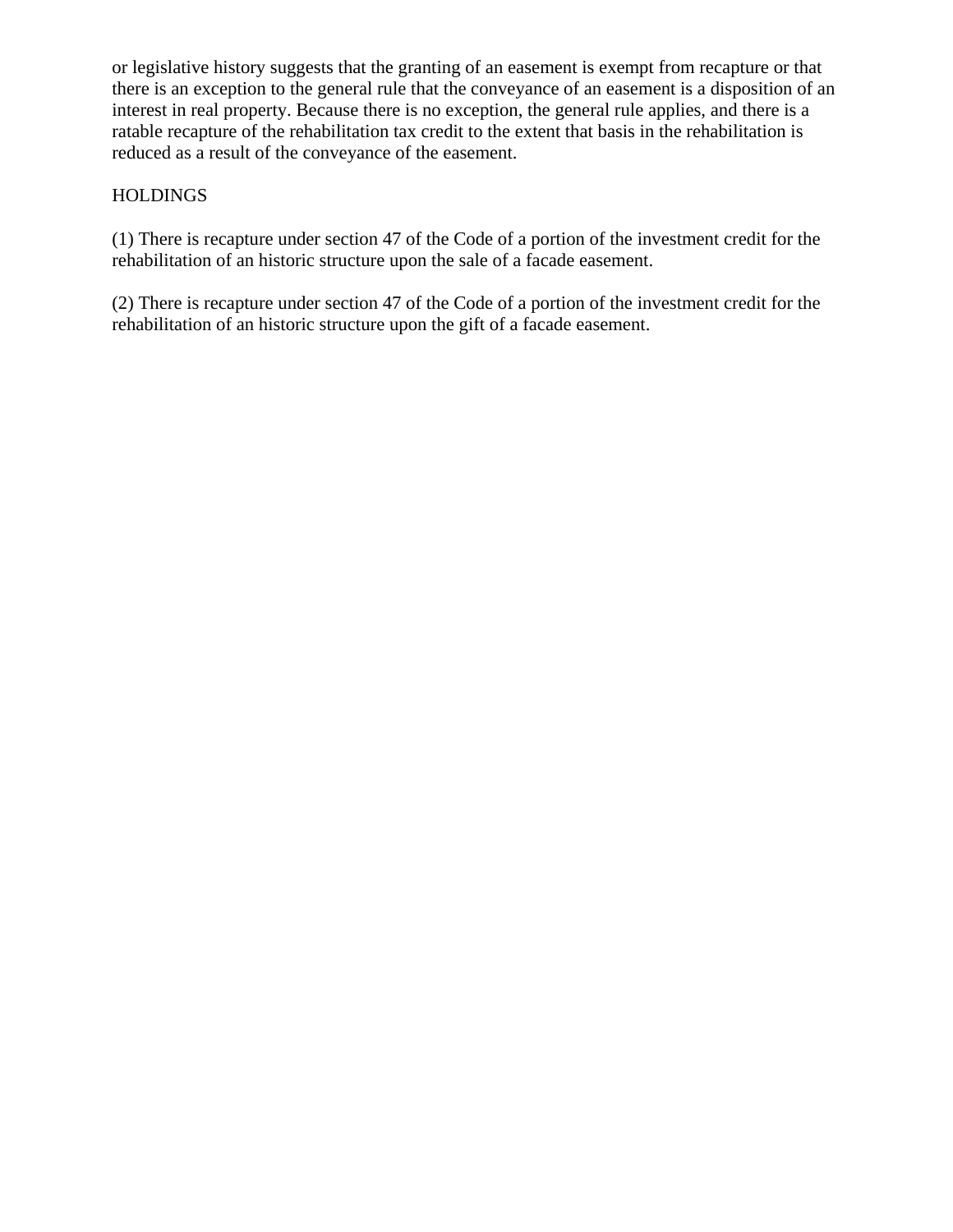or legislative history suggests that the granting of an easement is exempt from recapture or that there is an exception to the general rule that the conveyance of an easement is a disposition of an interest in real property. Because there is no exception, the general rule applies, and there is a ratable recapture of the rehabilitation tax credit to the extent that basis in the rehabilitation is reduced as a result of the conveyance of the easement.

HOLDINGS

(1) There is recapture under section 47 of the Code of a portion of the investment credit for the rehabilitation of an historic structure upon the sale of a facade easement.

(2) There is recapture under section 47 of the Code of a portion of the investment credit for the rehabilitation of an historic structure upon the gift of a facade easement.